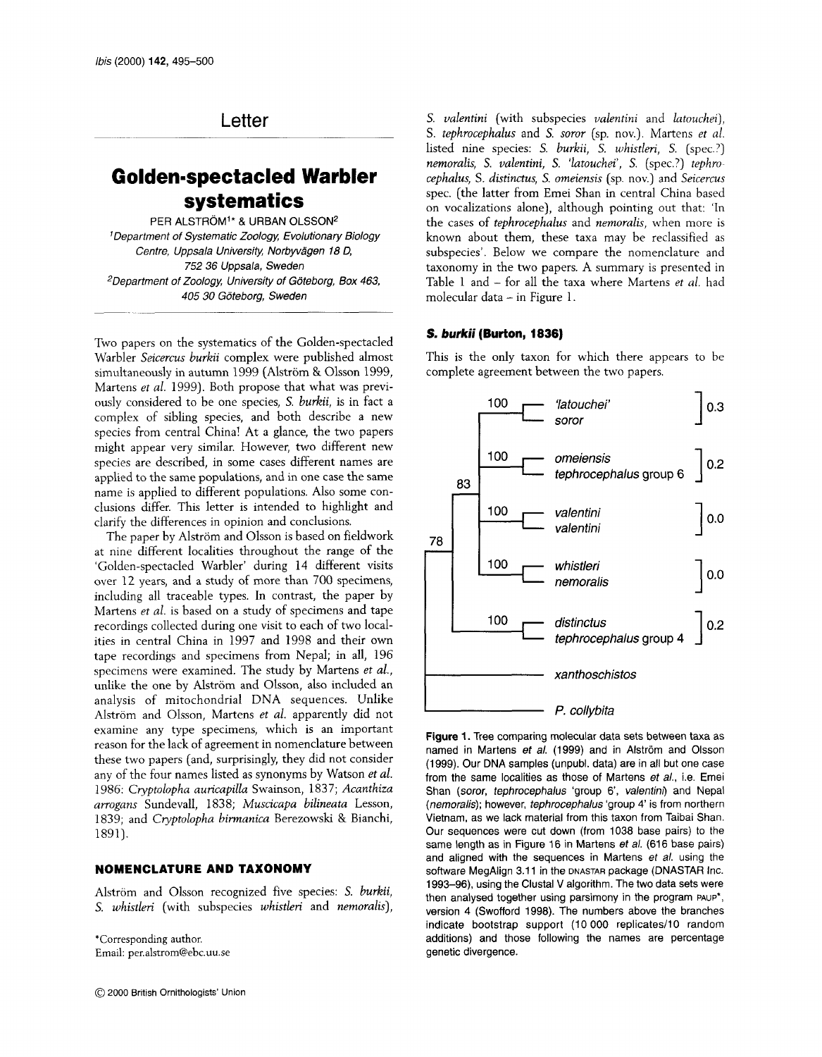# Letter

## Golden-spectacled Warbler systematics

PER ALSTRÖM[1]* & URBAN OLSSON[2]

[1]*Department of Systematic Zoology, Evolutionary Biology Centre, Uppsala University, Norbyvägen 18 D, 752 36 Uppsala, Sweden*

[2]*Department of Zoology, University of Göteborg, Box 463, 405 30 Göteborg, Sweden*

Two papers on the systematics of the Golden-spectacled Warbler *Seicercus burkii* complex were published almost simultaneously in autumn 1999 (Alström & Olsson 1999, Martens *et al.* 1999). Both propose that what was previously considered to be one species, *S. burkii*, is in fact a complex of sibling species, and both describe a new species from central China! At a glance, the two papers might appear very similar. However, two different new species are described, in some cases different names are applied to the same populations, and in one case the same name is applied to different populations. Also some conclusions differ. This letter is intended to highlight and clarify the differences in opinion and conclusions.

The paper by Alström and Olsson is based on fieldwork at nine different localities throughout the range of the 'Golden-spectacled Warbler' during 14 different visits over 12 years, and a study of more than 700 specimens, including all traceable types. In contrast, the paper by Martens *et al.* is based on a study of specimens and tape recordings collected during one visit to each of two localities in central China in 1997 and 1998 and their own tape recordings and specimens from Nepal; in all, 196 specimens were examined. The study by Martens *et al.*, unlike the one by Alström and Olsson, also included an analysis of mitochondrial DNA sequences. Unlike Alström and Olsson, Martens *et al.* apparently did not examine any type specimens, which is an important reason for the lack of agreement in nomenclature between these two papers (and, surprisingly, they did not consider any of the four names listed as synonyms by Watson *et al.* 1986: *Cryptolopha auricapilla* Swainson, 1837; *Acanthiza arrogans* Sundevall, 1838; *Muscicapa bilineata* Lesson, 1839; and *Cryptolopha birmanica* Berezowski & Bianchi, 1891).

### NOMENCLATURE AND TAXONOMY

Alström and Olsson recognized five species: *S. burkii*, *S. whistleri* (with subspecies *whistleri* and *nemoralis*), *S. valentini* (with subspecies *valentini* and *latouchei*), *S. tephrocephalus* and *S. soror* (sp. nov.). Martens *et al.* listed nine species: *S. burkii*, *S. whistleri*, *S.* (spec.?) *nemoralis*, *S. valentini*, *S. 'latouchei'*, *S.* (spec.?) *tephrocephalus*, *S. distinctus*, *S. omeiensis* (sp. nov.) and *Seicercus* spec. (the latter from Emei Shan in central China based on vocalizations alone), although pointing out that: 'In the cases of *tephrocephalus* and *nemoralis*, when more is known about them, these taxa may be reclassified as subspecies'. Below we compare the nomenclature and taxonomy in the two papers. A summary is presented in Table 1 and – for all the taxa where Martens *et al.* had molecular data – in Figure 1.

#### *S. burkii* (Burton, 1836)

This is the only taxon for which there appears to be complete agreement between the two papers.

**Figure 1.** Tree comparing molecular data sets between taxa as named in Martens *et al.* (1999) and in Alström and Olsson (1999). Our DNA samples (unpubl. data) are in all but one case from the same localities as those of Martens *et al.*, i.e. Emei Shan (*soror*, *tephrocephalus* 'group 6', *valentini*) and Nepal (*nemoralis*); however, *tephrocephalus* 'group 4' is from northern Vietnam, as we lack material from this taxon from Taibai Shan. Our sequences were cut down (from 1038 base pairs) to the same length as in Figure 16 in Martens *et al.* (616 base pairs) and aligned with the sequences in Martens *et al.* using the software MegAlign 3.11 in the DNASTAR package (DNASTAR Inc. 1993–96), using the Clustal V algorithm. The two data sets were then analysed together using parsimony in the program PAUP*, version 4 (Swofford 1998). The numbers above the branches indicate bootstrap support (10 000 replicates/10 random additions) and those following the names are percentage genetic divergence.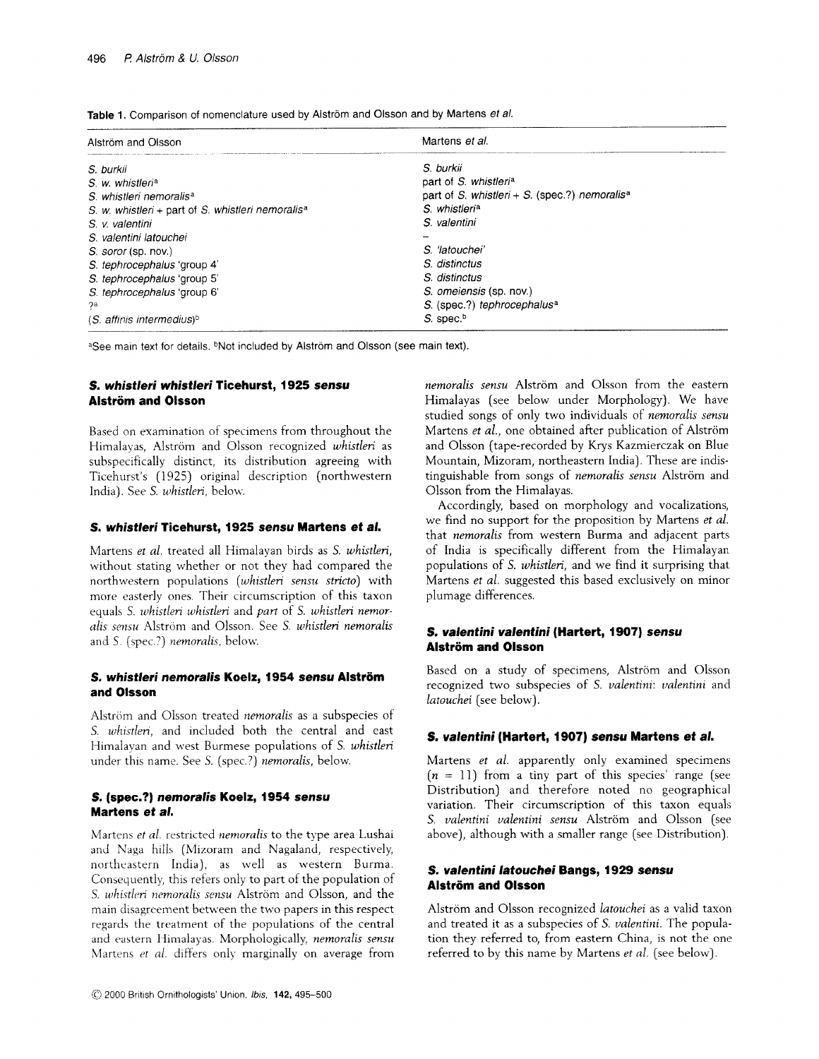**Table 1.** Comparison of nomenclature used by Alström and Olsson and by Martens *et al.*

| Alström and Olsson | Martens *et al.* |
|---|---|
| *S. burkii* | *S. burkii* |
| *S. w. whistleri*[a] | part of *S. whistleri*[a] |
| *S. whistleri nemoralis*[a] | part of *S. whistleri* + *S.* (spec.?) *nemoralis*[a] |
| *S. w. whistleri* + part of *S. whistleri nemoralis*[a] | *S. whistleri*[a] |
| *S. v. valentini* | *S. valentini* |
| *S. valentini latouchei* | – |
| *S. soror* (sp. nov.) | *S. 'latouchei'* |
| *S. tephrocephalus* 'group 4' | *S. distinctus* |
| *S. tephrocephalus* 'group 5' | *S. distinctus* |
| *S. tephrocephalus* 'group 6' | *S. omeiensis* (sp. nov.) |
| ?[a] | *S.* (spec.?) *tephrocephalus*[a] |
| (*S. affinis intermedius*)[b] | *S.* spec.[b] |

[a]See main text for details. [b]Not included by Alström and Olsson (see main text).

### *S. whistleri whistleri* Ticehurst, 1925 *sensu* Alström and Olsson

Based on examination of specimens from throughout the Himalayas, Alström and Olsson recognized *whistleri* as subspecifically distinct, its distribution agreeing with Ticehurst's (1925) original description (northwestern India). See *S. whistleri*, below.

### *S. whistleri* Ticehurst, 1925 *sensu* Martens *et al.*

Martens *et al.* treated all Himalayan birds as *S. whistleri*, without stating whether or not they had compared the northwestern populations (*whistleri sensu stricto*) with more easterly ones. Their circumscription of this taxon equals *S. whistleri whistleri* and *part* of *S. whistleri nemoralis sensu* Alström and Olsson. See *S. whistleri nemoralis* and *S.* (spec.?) *nemoralis*, below.

### *S. whistleri nemoralis* Koelz, 1954 *sensu* Alström and Olsson

Alström and Olsson treated *nemoralis* as a subspecies of *S. whistleri*, and included both the central and east Himalayan and west Burmese populations of *S. whistleri* under this name. See *S.* (spec.?) *nemoralis*, below.

### *S.* (spec.?) *nemoralis* Koelz, 1954 *sensu* Martens *et al.*

Martens *et al.* restricted *nemoralis* to the type area Lushai and Naga hills (Mizoram and Nagaland, respectively, northeastern India), as well as western Burma. Consequently, this refers only to part of the population of *S. whistleri nemoralis sensu* Alström and Olsson, and the main disagreement between the two papers in this respect regards the treatment of the populations of the central and eastern Himalayas. Morphologically, *nemoralis sensu* Martens *et al.* differs only marginally on average from *nemoralis sensu* Alström and Olsson from the eastern Himalayas (see below under Morphology). We have studied songs of only two individuals of *nemoralis sensu* Martens *et al.*, one obtained after publication of Alström and Olsson (tape-recorded by Krys Kazmierczak on Blue Mountain, Mizoram, northeastern India). These are indistinguishable from songs of *nemoralis sensu* Alström and Olsson from the Himalayas.

Accordingly, based on morphology and vocalizations, we find no support for the proposition by Martens *et al.* that *nemoralis* from western Burma and adjacent parts of India is specifically different from the Himalayan populations of *S. whistleri*, and we find it surprising that Martens *et al.* suggested this based exclusively on minor plumage differences.

### *S. valentini valentini* (Hartert, 1907) *sensu* Alström and Olsson

Based on a study of specimens, Alström and Olsson recognized two subspecies of *S. valentini*: *valentini* and *latouchei* (see below).

### *S. valentini* (Hartert, 1907) *sensu* Martens *et al.*

Martens *et al.* apparently only examined specimens ($n = 11$) from a tiny part of this species' range (see Distribution) and therefore noted no geographical variation. Their circumscription of this taxon equals *S. valentini valentini sensu* Alström and Olsson (see above), although with a smaller range (see Distribution).

### *S. valentini latouchei* Bangs, 1929 *sensu* Alström and Olsson

Alström and Olsson recognized *latouchei* as a valid taxon and treated it as a subspecies of *S. valentini*. The population they referred to, from eastern China, is not the one referred to by this name by Martens *et al.* (see below).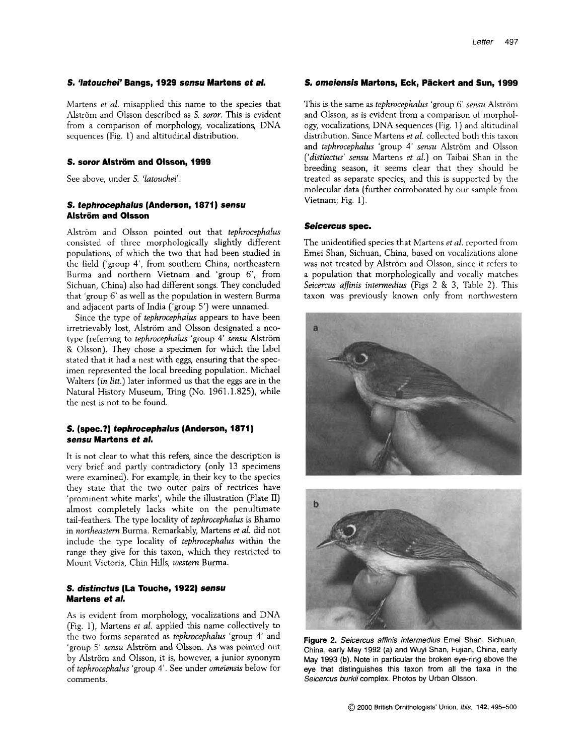### *S. 'latouchei'* Bangs, 1929 *sensu* Martens *et al.*

Martens *et al.* misapplied this name to the species that Alström and Olsson described as *S. soror*. This is evident from a comparison of morphology, vocalizations, DNA sequences (Fig. 1) and altitudinal distribution.

### *S. soror* Alström and Olsson, 1999

See above, under *S. 'latouchei'*.

### *S. tephrocephalus* (Anderson, 1871) *sensu* Alström and Olsson

Alström and Olsson pointed out that *tephrocephalus* consisted of three morphologically slightly different populations, of which the two that had been studied in the field ('group 4', from southern China, northeastern Burma and northern Vietnam and 'group 6', from Sichuan, China) also had different songs. They concluded that 'group 6' as well as the population in western Burma and adjacent parts of India ('group 5') were unnamed.

Since the type of *tephrocephalus* appears to have been irretrievably lost, Alström and Olsson designated a neotype (referring to *tephrocephalus* 'group 4' *sensu* Alström & Olsson). They chose a specimen for which the label stated that it had a nest with eggs, ensuring that the specimen represented the local breeding population. Michael Walters (*in litt.*) later informed us that the eggs are in the Natural History Museum, Tring (No. 1961.1.825), while the nest is not to be found.

### *S.* (spec.?) *tephrocephalus* (Anderson, 1871) *sensu* Martens *et al.*

It is not clear to what this refers, since the description is very brief and partly contradictory (only 13 specimens were examined). For example, in their key to the species they state that the two outer pairs of rectrices have 'prominent white marks', while the illustration (Plate II) almost completely lacks white on the penultimate tail-feathers. The type locality of *tephrocephalus* is Bhamo in *northeastern* Burma. Remarkably, Martens *et al.* did not include the type locality of *tephrocephalus* within the range they give for this taxon, which they restricted to Mount Victoria, Chin Hills, *western* Burma.

### *S. distinctus* (La Touche, 1922) *sensu* Martens *et al.*

As is evident from morphology, vocalizations and DNA (Fig. 1), Martens *et al.* applied this name collectively to the two forms separated as *tephrocephalus* 'group 4' and 'group 5' *sensu* Alström and Olsson. As was pointed out by Alström and Olsson, it is, however, a junior synonym of *tephrocephalus* 'group 4'. See under *omeiensis* below for comments.

### *S. omeiensis* Martens, Eck, Päckert and Sun, 1999

This is the same as *tephrocephalus* 'group 6' *sensu* Alström and Olsson, as is evident from a comparison of morphology, vocalizations, DNA sequences (Fig. 1) and altitudinal distribution. Since Martens *et al.* collected both this taxon and *tephrocephalus* 'group 4' *sensu* Alström and Olsson ('*distinctus*' *sensu* Martens *et al.*) on Taibai Shan in the breeding season, it seems clear that they should be treated as separate species, and this is supported by the molecular data (further corroborated by our sample from Vietnam; Fig. 1).

### *Seicercus* spec.

The unidentified species that Martens *et al.* reported from Emei Shan, Sichuan, China, based on vocalizations alone was not treated by Alström and Olsson, since it refers to a population that morphologically and vocally matches *Seicercus affinis intermedius* (Figs 2 & 3, Table 2). This taxon was previously known only from northwestern

**Figure 2.** *Seicercus affinis intermedius* Emei Shan, Sichuan, China, early May 1992 (a) and Wuyi Shan, Fujian, China, early May 1993 (b). Note in particular the broken eye-ring above the eye that distinguishes this taxon from all the taxa in the *Seicercus burkii* complex. Photos by Urban Olsson.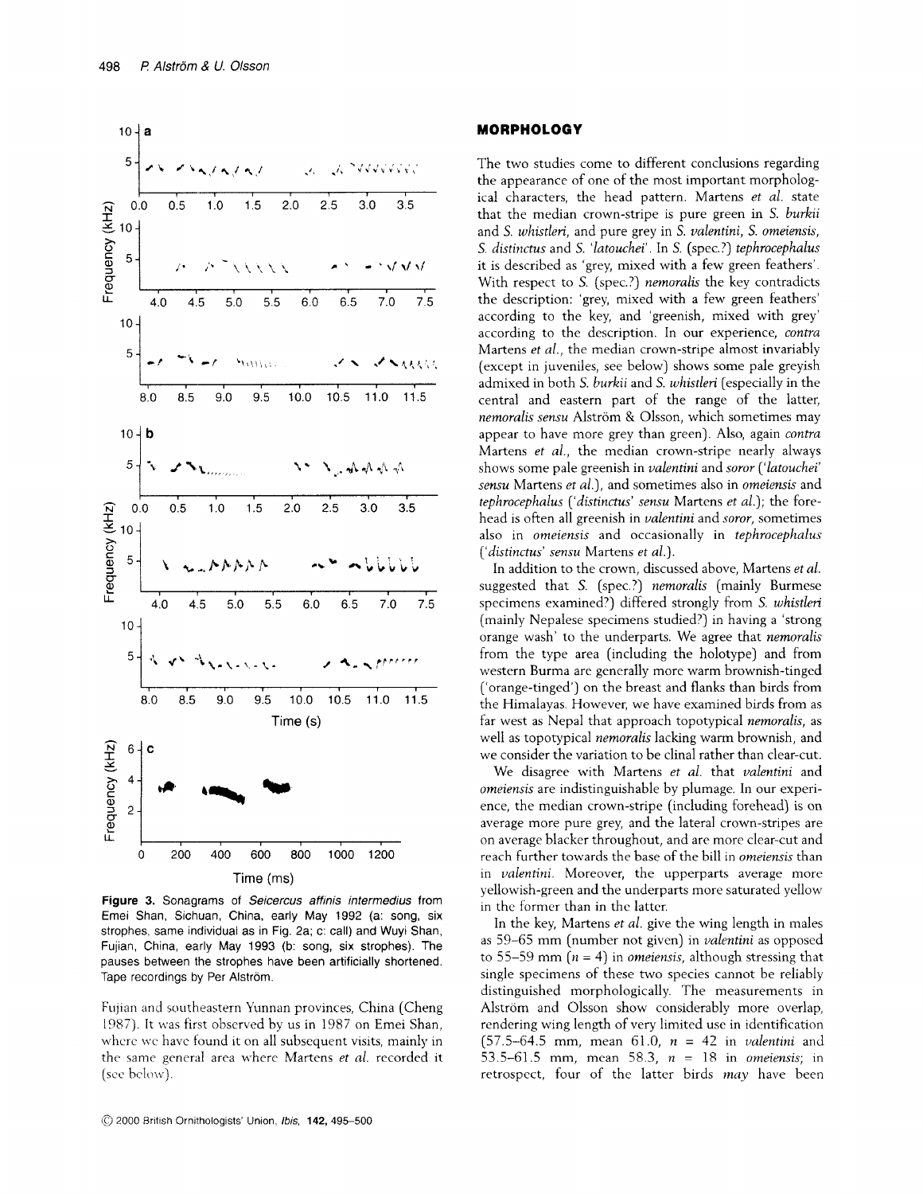Figure 3. Sonagrams of *Seicercus affinis intermedius* from Emei Shan, Sichuan, China, early May 1992 (a: song, six strophes, same individual as in Fig. 2a; c: call) and Wuyi Shan, Fujian, China, early May 1993 (b: song, six strophes). The pauses between the strophes have been artificially shortened. Tape recordings by Per Alström.

Fujian and southeastern Yunnan provinces, China (Cheng 1987). It was first observed by us in 1987 on Emei Shan, where we have found it on all subsequent visits, mainly in the same general area where Martens *et al.* recorded it (see below).

## MORPHOLOGY

The two studies come to different conclusions regarding the appearance of one of the most important morphological characters, the head pattern. Martens *et al.* state that the median crown-stripe is pure green in *S. burkii* and *S. whistleri*, and pure grey in *S. valentini*, *S. omeiensis*, *S. distinctus* and *S. 'latouchei'*. In *S.* (spec.?) *tephrocephalus* it is described as 'grey, mixed with a few green feathers'. With respect to *S.* (spec.?) *nemoralis* the key contradicts the description: 'grey, mixed with a few green feathers' according to the key, and 'greenish, mixed with grey' according to the description. In our experience, *contra* Martens *et al.*, the median crown-stripe almost invariably (except in juveniles, see below) shows some pale greyish admixed in both *S. burkii* and *S. whistleri* (especially in the central and eastern part of the range of the latter, *nemoralis sensu* Alström & Olsson, which sometimes may appear to have more grey than green). Also, again *contra* Martens *et al.*, the median crown-stripe nearly always shows some pale greenish in *valentini* and *soror* (*'latouchei' sensu* Martens *et al.*), and sometimes also in *omeiensis* and *tephrocephalus* (*'distinctus' sensu* Martens *et al.*); the forehead is often all greenish in *valentini* and *soror*, sometimes also in *omeiensis* and occasionally in *tephrocephalus* (*'distinctus' sensu* Martens *et al.*).

In addition to the crown, discussed above, Martens *et al.* suggested that *S.* (spec.?) *nemoralis* (mainly Burmese specimens examined?) differed strongly from *S. whistleri* (mainly Nepalese specimens studied?) in having a 'strong orange wash' to the underparts. We agree that *nemoralis* from the type area (including the holotype) and from western Burma are generally more warm brownish-tinged ('orange-tinged') on the breast and flanks than birds from the Himalayas. However, we have examined birds from as far west as Nepal that approach topotypical *nemoralis*, as well as topotypical *nemoralis* lacking warm brownish, and we consider the variation to be clinal rather than clear-cut.

We disagree with Martens *et al.* that *valentini* and *omeiensis* are indistinguishable by plumage. In our experience, the median crown-stripe (including forehead) is on average more pure grey, and the lateral crown-stripes are on average blacker throughout, and are more clear-cut and reach further towards the base of the bill in *omeiensis* than in *valentini*. Moreover, the upperparts average more yellowish-green and the underparts more saturated yellow in the former than in the latter.

In the key, Martens *et al.* give the wing length in males as 59–65 mm (number not given) in *valentini* as opposed to 55–59 mm ($n$ = 4) in *omeiensis*, although stressing that single specimens of these two species cannot be reliably distinguished morphologically. The measurements in Alström and Olsson show considerably more overlap, rendering wing length of very limited use in identification (57.5–64.5 mm, mean 61.0, $n$ = 42 in *valentini* and 53.5–61.5 mm, mean 58.3, $n$ = 18 in *omeiensis*; in retrospect, four of the latter birds *may* have been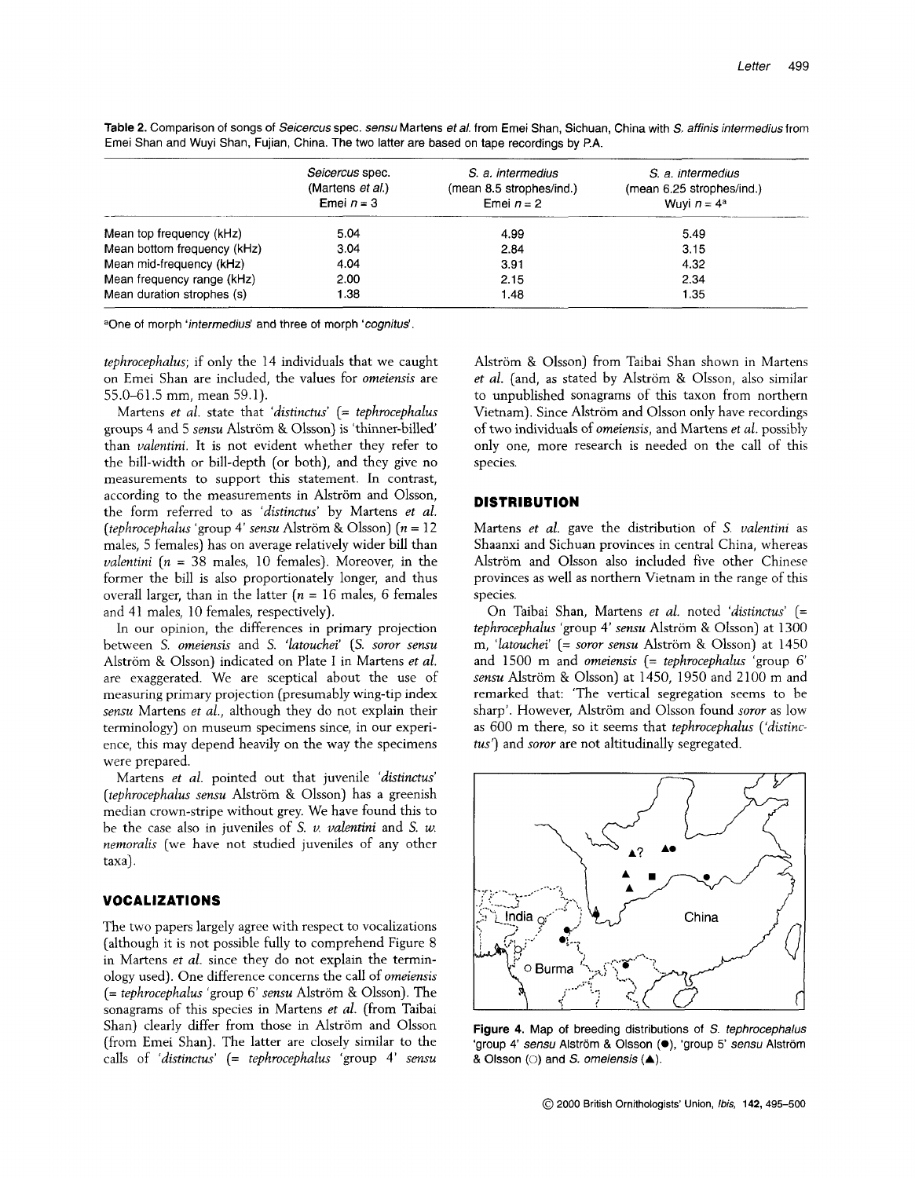**Table 2.** Comparison of songs of *Seicercus* spec. *sensu* Martens *et al.* from Emei Shan, Sichuan, China with *S. affinis intermedius* from Emei Shan and Wuyi Shan, Fujian, China. The two latter are based on tape recordings by P.A.

| | *Seicercus* spec. (Martens *et al.*) Emei $n = 3$ | *S. a. intermedius* (mean 8.5 strophes/ind.) Emei $n = 2$ | *S. a. intermedius* (mean 6.25 strophes/ind.) Wuyi $n = 4$[a] |
|---|---|---|---|
| Mean top frequency (kHz) | 5.04 | 4.99 | 5.49 |
| Mean bottom frequency (kHz) | 3.04 | 2.84 | 3.15 |
| Mean mid-frequency (kHz) | 4.04 | 3.91 | 4.32 |
| Mean frequency range (kHz) | 2.00 | 2.15 | 2.34 |
| Mean duration strophes (s) | 1.38 | 1.48 | 1.35 |

[a]One of morph '*intermedius*' and three of morph '*cognitus*'.

*tephrocephalus*; if only the 14 individuals that we caught on Emei Shan are included, the values for *omeiensis* are 55.0–61.5 mm, mean 59.1).

Martens *et al.* state that '*distinctus*' (= *tephrocephalus* groups 4 and 5 *sensu* Alström & Olsson) is 'thinner-billed' than *valentini*. It is not evident whether they refer to the bill-width or bill-depth (or both), and they give no measurements to support this statement. In contrast, according to the measurements in Alström and Olsson, the form referred to as '*distinctus*' by Martens *et al.* (*tephrocephalus* 'group 4' *sensu* Alström & Olsson) ($n$ = 12 males, 5 females) has on average relatively wider bill than *valentini* ($n$ = 38 males, 10 females). Moreover, in the former the bill is also proportionately longer, and thus overall larger, than in the latter ($n$ = 16 males, 6 females and 41 males, 10 females, respectively).

In our opinion, the differences in primary projection between *S. omeiensis* and *S. 'latouchei'* (*S. soror sensu* Alström & Olsson) indicated on Plate I in Martens *et al.* are exaggerated. We are sceptical about the use of measuring primary projection (presumably wing-tip index *sensu* Martens *et al.*, although they do not explain their terminology) on museum specimens since, in our experience, this may depend heavily on the way the specimens were prepared.

Martens *et al.* pointed out that juvenile '*distinctus*' (*tephrocephalus sensu* Alström & Olsson) has a greenish median crown-stripe without grey. We have found this to be the case also in juveniles of *S. v. valentini* and *S. w. nemoralis* (we have not studied juveniles of any other taxa).

## VOCALIZATIONS

The two papers largely agree with respect to vocalizations (although it is not possible fully to comprehend Figure 8 in Martens *et al.* since they do not explain the terminology used). One difference concerns the call of *omeiensis* (= *tephrocephalus* 'group 6' *sensu* Alström & Olsson). The sonagrams of this species in Martens *et al.* (from Taibai Shan) clearly differ from those in Alström and Olsson (from Emei Shan). The latter are closely similar to the calls of '*distinctus*' (= *tephrocephalus* 'group 4' *sensu* Alström & Olsson) from Taibai Shan shown in Martens *et al.* (and, as stated by Alström & Olsson, also similar to unpublished sonagrams of this taxon from northern Vietnam). Since Alström and Olsson only have recordings of two individuals of *omeiensis*, and Martens *et al.* possibly only one, more research is needed on the call of this species.

## DISTRIBUTION

Martens *et al.* gave the distribution of *S. valentini* as Shaanxi and Sichuan provinces in central China, whereas Alström and Olsson also included five other Chinese provinces as well as northern Vietnam in the range of this species.

On Taibai Shan, Martens *et al.* noted '*distinctus*' (= *tephrocephalus* 'group 4' *sensu* Alström & Olsson) at 1300 m, '*latouchei*' (= *soror sensu* Alström & Olsson) at 1450 and 1500 m and *omeiensis* (= *tephrocephalus* 'group 6' *sensu* Alström & Olsson) at 1450, 1950 and 2100 m and remarked that: 'The vertical segregation seems to be sharp'. However, Alström and Olsson found *soror* as low as 600 m there, so it seems that *tephrocephalus* ('*distinctus*') and *soror* are not altitudinally segregated.

**Figure 4.** Map of breeding distributions of *S. tephrocephalus* 'group 4' *sensu* Alström & Olsson (●), 'group 5' *sensu* Alström & Olsson (○) and *S. omeiensis* (▲).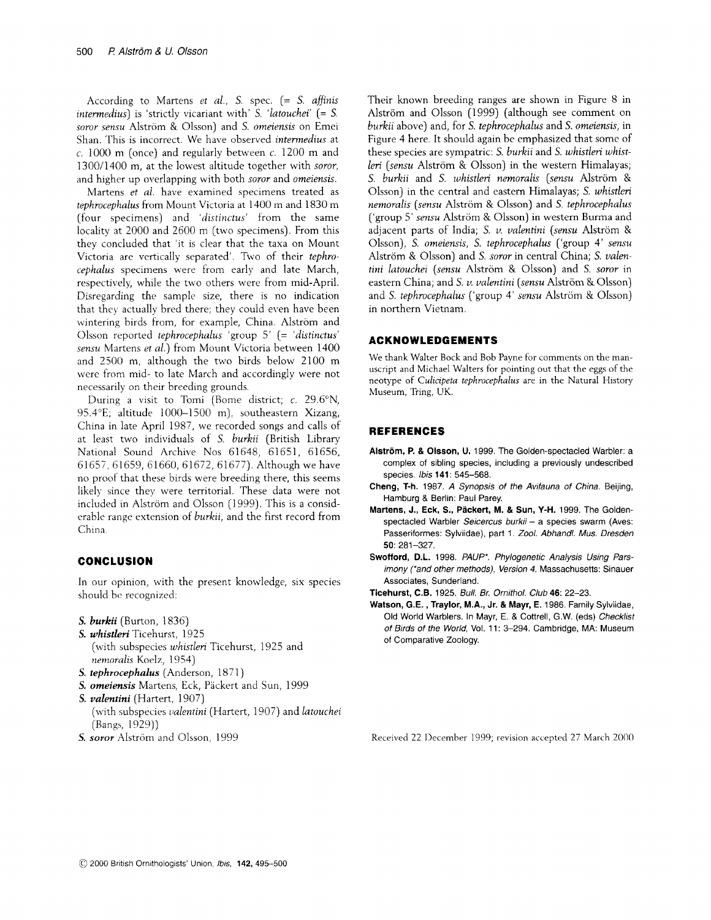According to Martens *et al.*, *S.* spec. (= *S. affinis intermedius*) is 'strictly vicariant with' *S. 'latouchei'* (= *S. soror sensu* Alström & Olsson) and *S. omeiensis* on Emei Shan. This is incorrect. We have observed *intermedius* at *c.* 1000 m (once) and regularly between *c.* 1200 m and 1300/1400 m, at the lowest altitude together with *soror*, and higher up overlapping with both *soror* and *omeiensis*.

Martens *et al.* have examined specimens treated as *tephrocephalus* from Mount Victoria at 1400 m and 1830 m (four specimens) and *'distinctus'* from the same locality at 2000 and 2600 m (two specimens). From this they concluded that 'it is clear that the taxa on Mount Victoria are vertically separated'. Two of their *tephrocephalus* specimens were from early and late March, respectively, while the two others were from mid-April. Disregarding the sample size, there is no indication that they actually bred there; they could even have been wintering birds from, for example, China. Alström and Olsson reported *tephrocephalus* 'group 5' (= *'distinctus' sensu* Martens *et al.*) from Mount Victoria between 1400 and 2500 m, although the two birds below 2100 m were from mid- to late March and accordingly were not necessarily on their breeding grounds.

During a visit to Tomi (Bome district; *c.* 29.6°N, 95.4°E; altitude 1000–1500 m), southeastern Xizang, China in late April 1987, we recorded songs and calls of at least two individuals of *S. burkii* (British Library National Sound Archive Nos 61648, 61651, 61656, 61657, 61659, 61660, 61672, 61677). Although we have no proof that these birds were breeding there, this seems likely since they were territorial. These data were not included in Alström and Olsson (1999). This is a considerable range extension of *burkii*, and the first record from China.

## CONCLUSION

In our opinion, with the present knowledge, six species should be recognized:

- ***S. burkii*** (Burton, 1836)
- ***S. whistleri*** Ticehurst, 1925
  (with subspecies *whistleri* Ticehurst, 1925 and *nemoralis* Koelz, 1954)
- ***S. tephrocephalus*** (Anderson, 1871)
- ***S. omeiensis*** Martens, Eck, Päckert and Sun, 1999
- ***S. valentini*** (Hartert, 1907)
  (with subspecies *valentini* (Hartert, 1907) and *latouchei* (Bangs, 1929))
- ***S. soror*** Alström and Olsson, 1999

Their known breeding ranges are shown in Figure 8 in Alström and Olsson (1999) (although see comment on *burkii* above) and, for *S. tephrocephalus* and *S. omeiensis*, in Figure 4 here. It should again be emphasized that some of these species are sympatric: *S. burkii* and *S. whistleri whistleri* (*sensu* Alström & Olsson) in the western Himalayas; *S. burkii* and *S. whistleri nemoralis* (*sensu* Alström & Olsson) in the central and eastern Himalayas; *S. whistleri nemoralis* (*sensu* Alström & Olsson) and *S. tephrocephalus* ('group 5' *sensu* Alström & Olsson) in western Burma and adjacent parts of India; *S. v. valentini* (*sensu* Alström & Olsson), *S. omeiensis*, *S. tephrocephalus* ('group 4' *sensu* Alström & Olsson) and *S. soror* in central China; *S. valentini latouchei* (*sensu* Alström & Olsson) and *S. soror* in eastern China; and *S. v. valentini* (*sensu* Alström & Olsson) and *S. tephrocephalus* ('group 4' *sensu* Alström & Olsson) in northern Vietnam.

## ACKNOWLEDGEMENTS

We thank Walter Bock and Bob Payne for comments on the manuscript and Michael Walters for pointing out that the eggs of the neotype of *Culicipeta tephrocephalus* are in the Natural History Museum, Tring, UK.

## REFERENCES

**Alström, P. & Olsson, U.** 1999. The Golden-spectacled Warbler: a complex of sibling species, including a previously undescribed species. *Ibis* **141**: 545–568.

**Cheng, T-h.** 1987. *A Synopsis of the Avifauna of China.* Beijing, Hamburg & Berlin: Paul Parey.

**Martens, J., Eck, S., Päckert, M. & Sun, Y-H.** 1999. The Golden-spectacled Warbler *Seicercus burkii* – a species swarm (Aves: Passeriformes: Sylviidae), part 1. *Zool. Abhandl. Mus. Dresden* **50**: 281–327.

**Swofford, D.L.** 1998. *PAUP\*. Phylogenetic Analysis Using Parsimony (\*and other methods), Version 4.* Massachusetts: Sinauer Associates, Sunderland.

**Ticehurst, C.B.** 1925. *Bull. Br. Ornithol. Club* **46**: 22–23.

**Watson, G.E., Traylor, M.A., Jr. & Mayr, E.** 1986. Family Sylviidae, Old World Warblers. In Mayr, E. & Cottrell, G.W. (eds) *Checklist of Birds of the World*, Vol. 11: 3–294. Cambridge, MA: Museum of Comparative Zoology.

Received 22 December 1999; revision accepted 27 March 2000